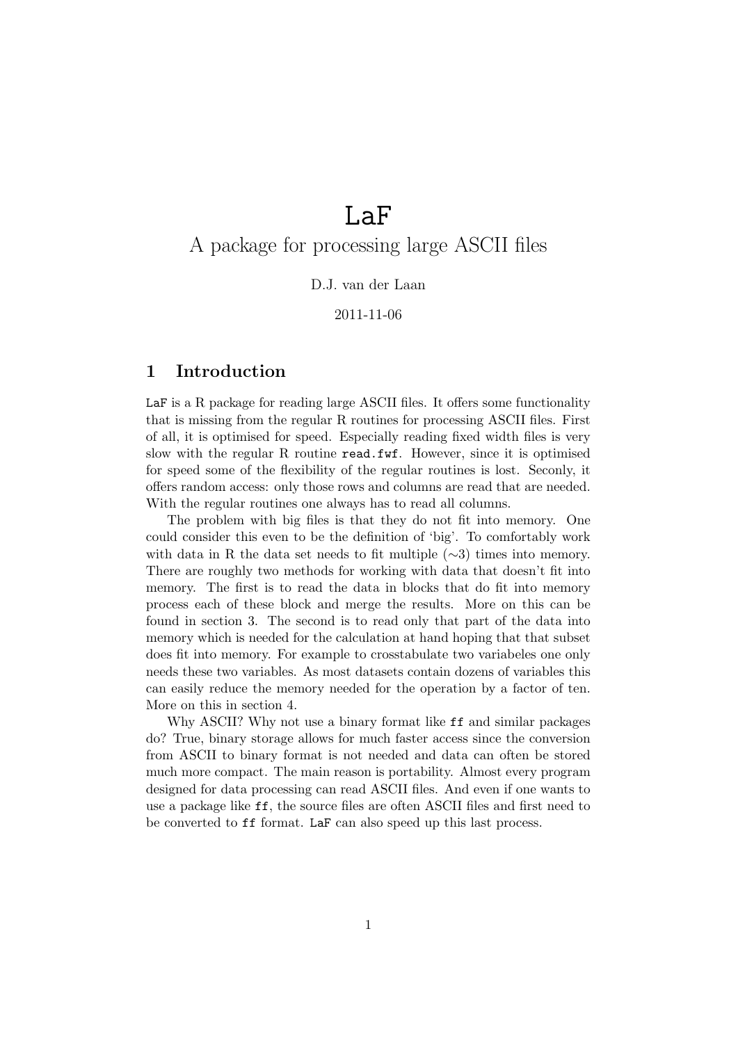# LaF

## A package for processing large ASCII files

D.J. van der Laan

2011-11-06

## 1 Introduction

`LaF` is a R package for reading large ASCII files. It offers some functionality that is missing from the regular R routines for processing ASCII files. First of all, it is optimised for speed. Especially reading fixed width files is very slow with the regular R routine `read.fwf`. However, since it is optimised for speed some of the flexibility of the regular routines is lost. Seconly, it offers random access: only those rows and columns are read that are needed. With the regular routines one always has to read all columns.

The problem with big files is that they do not fit into memory. One could consider this even to be the definition of 'big'. To comfortably work with data in R the data set needs to fit multiple ($\sim$3) times into memory. There are roughly two methods for working with data that doesn't fit into memory. The first is to read the data in blocks that do fit into memory process each of these block and merge the results. More on this can be found in section 3. The second is to read only that part of the data into memory which is needed for the calculation at hand hoping that that subset does fit into memory. For example to crosstabulate two variabeles one only needs these two variables. As most datasets contain dozens of variables this can easily reduce the memory needed for the operation by a factor of ten. More on this in section 4.

Why ASCII? Why not use a binary format like `ff` and similar packages do? True, binary storage allows for much faster access since the conversion from ASCII to binary format is not needed and data can often be stored much more compact. The main reason is portability. Almost every program designed for data processing can read ASCII files. And even if one wants to use a package like `ff`, the source files are often ASCII files and first need to be converted to `ff` format. `LaF` can also speed up this last process.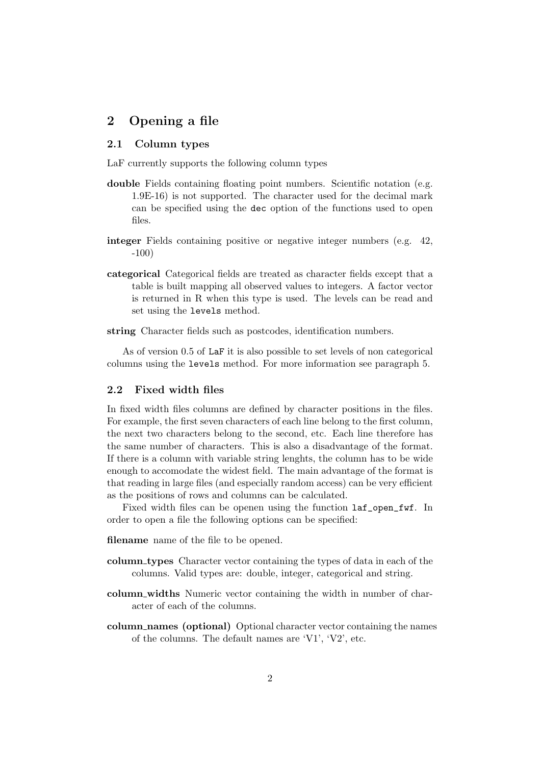## 2 Opening a file

### 2.1 Column types

LaF currently supports the following column types

**double** Fields containing floating point numbers. Scientific notation (e.g. 1.9E-16) is not supported. The character used for the decimal mark can be specified using the `dec` option of the functions used to open files.

**integer** Fields containing positive or negative integer numbers (e.g. 42, -100)

**categorical** Categorical fields are treated as character fields except that a table is built mapping all observed values to integers. A factor vector is returned in R when this type is used. The levels can be read and set using the `levels` method.

**string** Character fields such as postcodes, identification numbers.

As of version 0.5 of `LaF` it is also possible to set levels of non categorical columns using the `levels` method. For more information see paragraph 5.

### 2.2 Fixed width files

In fixed width files columns are defined by character positions in the files. For example, the first seven characters of each line belong to the first column, the next two characters belong to the second, etc. Each line therefore has the same number of characters. This is also a disadvantage of the format. If there is a column with variable string lenghts, the column has to be wide enough to accomodate the widest field. The main advantage of the format is that reading in large files (and especially random access) can be very efficient as the positions of rows and columns can be calculated.

Fixed width files can be openen using the function `laf_open_fwf`. In order to open a file the following options can be specified:

**filename** name of the file to be opened.

**column_types** Character vector containing the types of data in each of the columns. Valid types are: double, integer, categorical and string.

**column_widths** Numeric vector containing the width in number of character of each of the columns.

**column_names (optional)** Optional character vector containing the names of the columns. The default names are 'V1', 'V2', etc.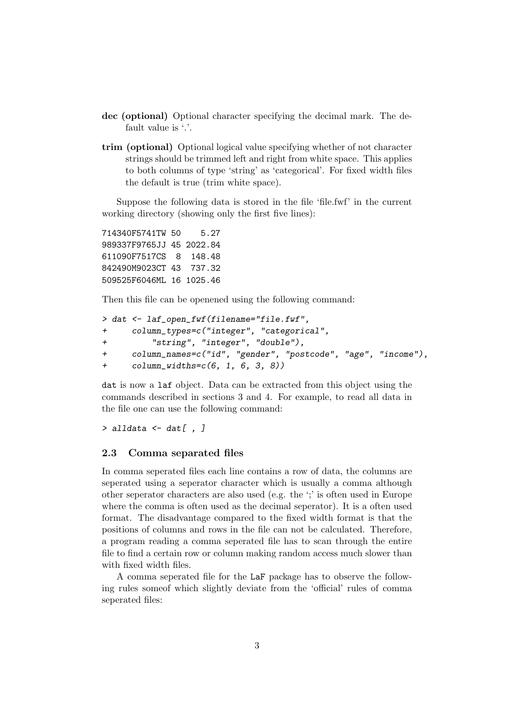**dec (optional)** Optional character specifying the decimal mark. The default value is '.'.

**trim (optional)** Optional logical value specifying whether of not character strings should be trimmed left and right from white space. This applies to both columns of type 'string' as 'categorical'. For fixed width files the default is true (trim white space).

Suppose the following data is stored in the file 'file.fwf' in the current working directory (showing only the first five lines):

```
714340F5741TW 50    5.27
989337F9765JJ 45 2022.84
611090F7517CS  8  148.48
842490M9023CT 43  737.32
509525F6046ML 16 1025.46
```

Then this file can be openened using the following command:

```
> dat <- laf_open_fwf(filename="file.fwf",
+     column_types=c("integer", "categorical",
+         "string", "integer", "double"),
+     column_names=c("id", "gender", "postcode", "age", "income"),
+     column_widths=c(6, 1, 6, 3, 8))
```

`dat` is now a `laf` object. Data can be extracted from this object using the commands described in sections 3 and 4. For example, to read all data in the file one can use the following command:

```
> alldata <- dat[ , ]
```

### 2.3 Comma separated files

In comma seperated files each line contains a row of data, the columns are seperated using a seperator character which is usually a comma although other seperator characters are also used (e.g. the ';' is often used in Europe where the comma is often used as the decimal seperator). It is a often used format. The disadvantage compared to the fixed width format is that the positions of columns and rows in the file can not be calculated. Therefore, a program reading a comma seperated file has to scan through the entire file to find a certain row or column making random access much slower than with fixed width files.

A comma seperated file for the `LaF` package has to observe the following rules someof which slightly deviate from the 'official' rules of comma seperated files: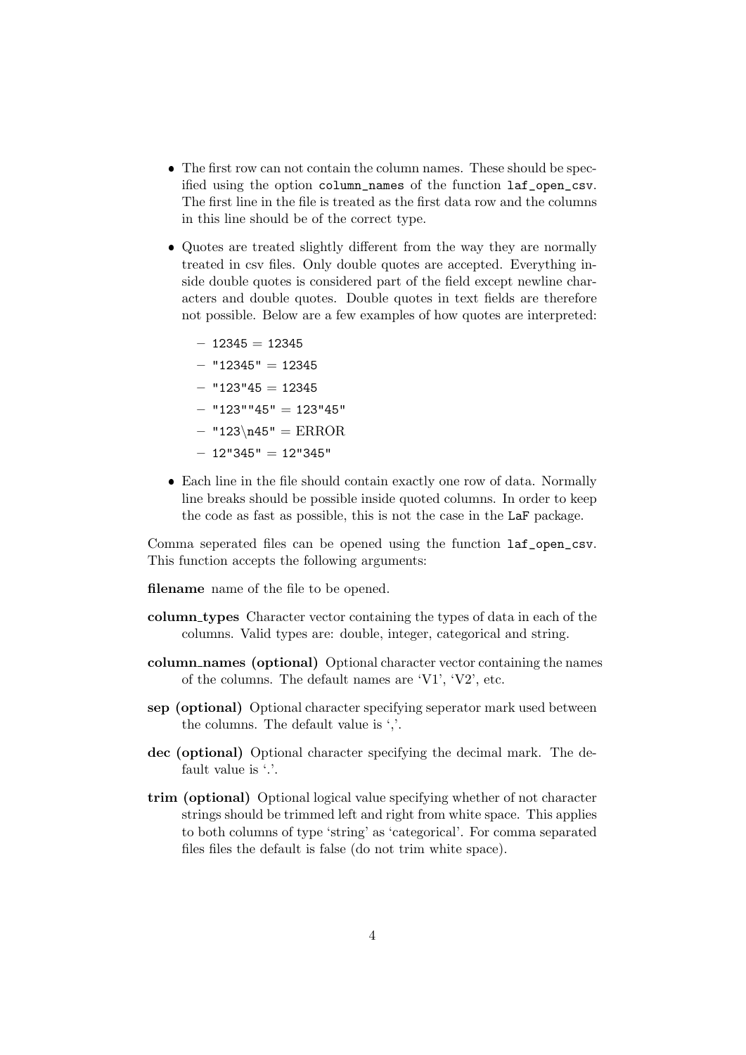- The first row can not contain the column names. These should be specified using the option `column_names` of the function `laf_open_csv`. The first line in the file is treated as the first data row and the columns in this line should be of the correct type.
- Quotes are treated slightly different from the way they are normally treated in csv files. Only double quotes are accepted. Everything inside double quotes is considered part of the field except newline characters and double quotes. Double quotes in text fields are therefore not possible. Below are a few examples of how quotes are interpreted:
  - `12345` = `12345`
  - `"12345"` = `12345`
  - `"123"45` = `12345`
  - `"123""45"` = `123"45"`
  - `"123\n45"` = ERROR
  - `12"345"` = `12"345"`
- Each line in the file should contain exactly one row of data. Normally line breaks should be possible inside quoted columns. In order to keep the code as fast as possible, this is not the case in the `LaF` package.

Comma seperated files can be opened using the function `laf_open_csv`. This function accepts the following arguments:

**filename** name of the file to be opened.

**column_types** Character vector containing the types of data in each of the columns. Valid types are: double, integer, categorical and string.

**column_names (optional)** Optional character vector containing the names of the columns. The default names are 'V1', 'V2', etc.

**sep (optional)** Optional character specifying seperator mark used between the columns. The default value is ','.

**dec (optional)** Optional character specifying the decimal mark. The default value is '.'.

**trim (optional)** Optional logical value specifying whether of not character strings should be trimmed left and right from white space. This applies to both columns of type 'string' as 'categorical'. For comma separated files files the default is false (do not trim white space).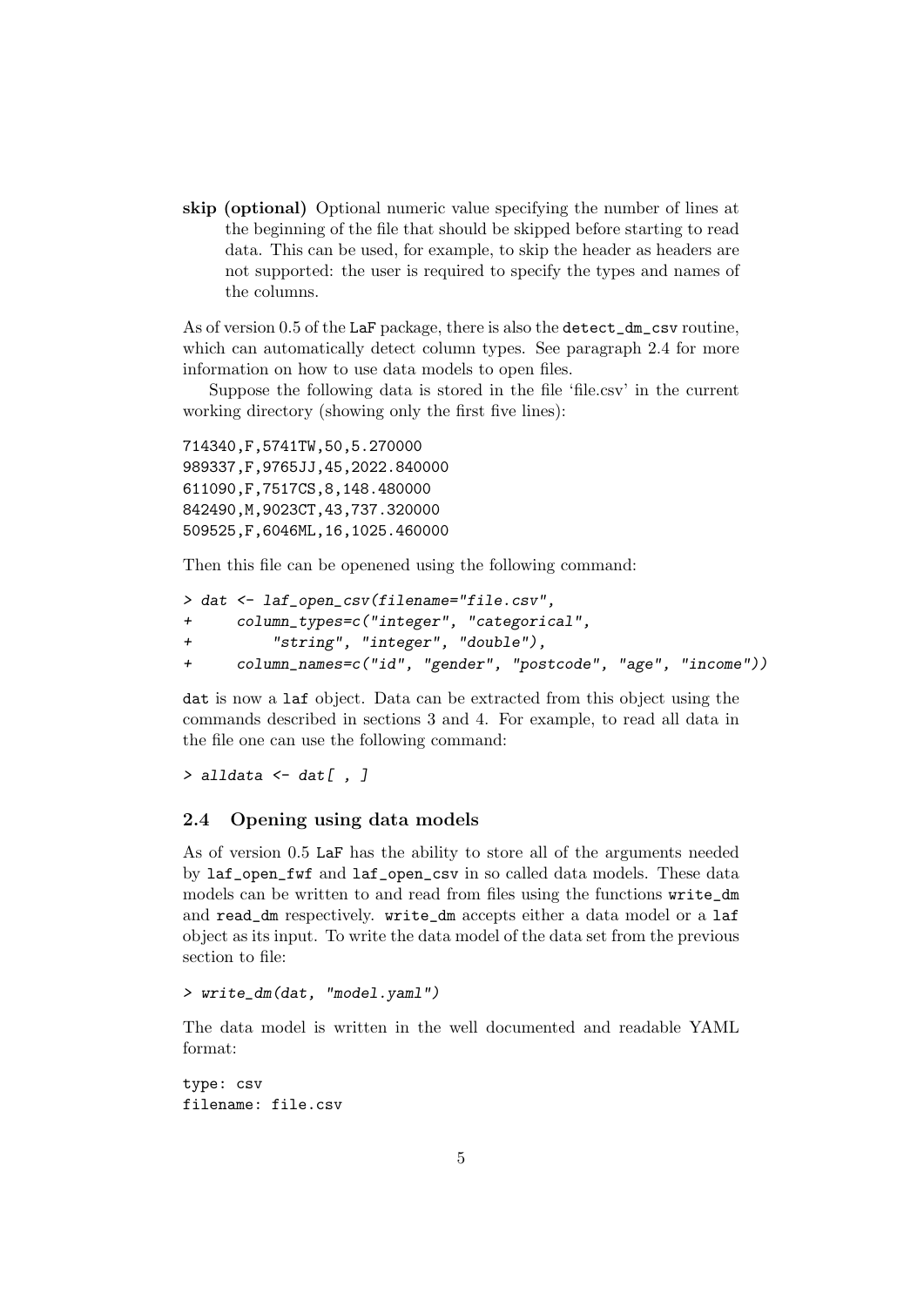**skip (optional)** Optional numeric value specifying the number of lines at the beginning of the file that should be skipped before starting to read data. This can be used, for example, to skip the header as headers are not supported: the user is required to specify the types and names of the columns.

As of version 0.5 of the `LaF` package, there is also the `detect_dm_csv` routine, which can automatically detect column types. See paragraph 2.4 for more information on how to use data models to open files.

Suppose the following data is stored in the file 'file.csv' in the current working directory (showing only the first five lines):

```
714340,F,5741TW,50,5.270000
989337,F,9765JJ,45,2022.840000
611090,F,7517CS,8,148.480000
842490,M,9023CT,43,737.320000
509525,F,6046ML,16,1025.460000
```

Then this file can be openened using the following command:

```
> dat <- laf_open_csv(filename="file.csv",
+     column_types=c("integer", "categorical",
+         "string", "integer", "double"),
+     column_names=c("id", "gender", "postcode", "age", "income"))
```

`dat` is now a `laf` object. Data can be extracted from this object using the commands described in sections 3 and 4. For example, to read all data in the file one can use the following command:

```
> alldata <- dat[ , ]
```

## 2.4 Opening using data models

As of version 0.5 `LaF` has the ability to store all of the arguments needed by `laf_open_fwf` and `laf_open_csv` in so called data models. These data models can be written to and read from files using the functions `write_dm` and `read_dm` respectively. `write_dm` accepts either a data model or a `laf` object as its input. To write the data model of the data set from the previous section to file:

```
> write_dm(dat, "model.yaml")
```

The data model is written in the well documented and readable YAML format:

```
type: csv
filename: file.csv
```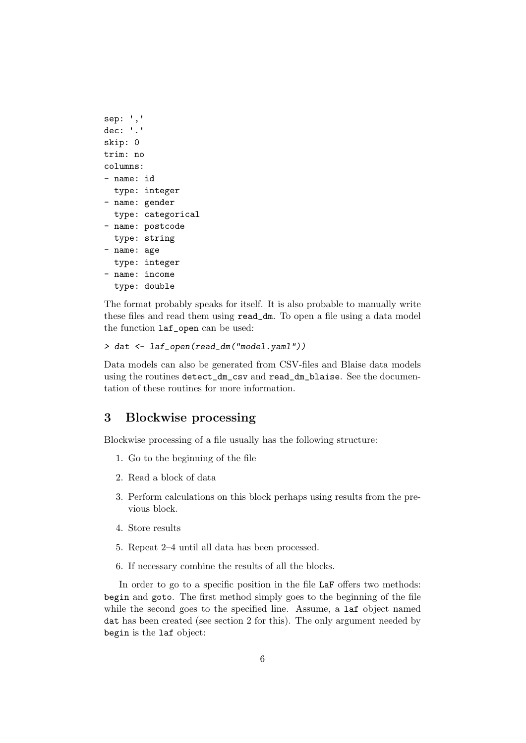```
sep: ','
dec: '.'
skip: 0
trim: no
columns:
- name: id
  type: integer
- name: gender
  type: categorical
- name: postcode
  type: string
- name: age
  type: integer
- name: income
  type: double
```

The format probably speaks for itself. It is also probable to manually write these files and read them using `read_dm`. To open a file using a data model the function `laf_open` can be used:

```
> dat <- laf_open(read_dm("model.yaml"))
```

Data models can also be generated from CSV-files and Blaise data models using the routines `detect_dm_csv` and `read_dm_blaise`. See the documentation of these routines for more information.

## 3 Blockwise processing

Blockwise processing of a file usually has the following structure:

1. Go to the beginning of the file
2. Read a block of data
3. Perform calculations on this block perhaps using results from the previous block.
4. Store results
5. Repeat 2–4 until all data has been processed.
6. If necessary combine the results of all the blocks.

In order to go to a specific position in the file `LaF` offers two methods: `begin` and `goto`. The first method simply goes to the beginning of the file while the second goes to the specified line. Assume, a `laf` object named `dat` has been created (see section 2 for this). The only argument needed by `begin` is the `laf` object: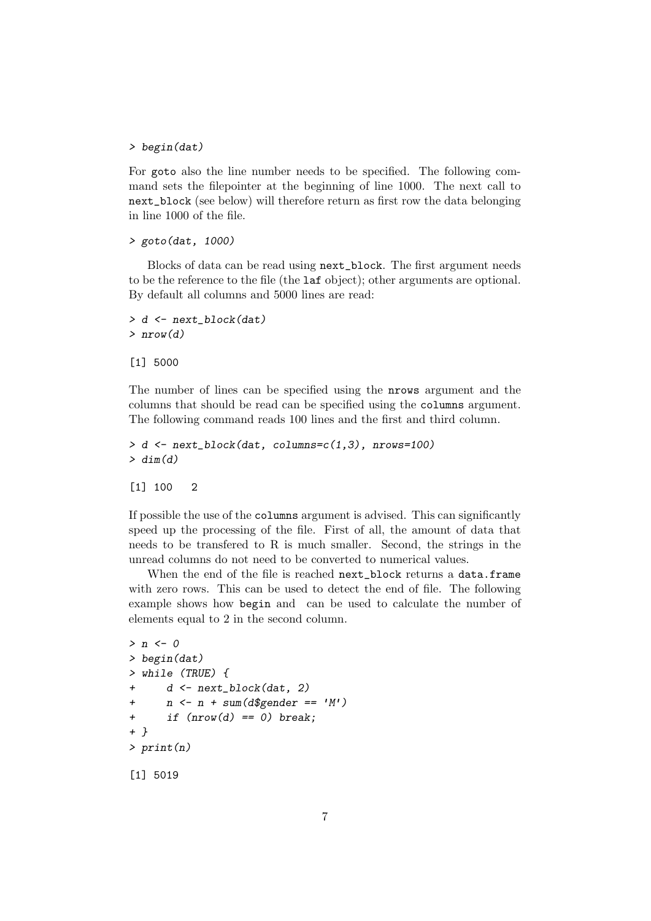```
> begin(dat)
```

For goto also the line number needs to be specified. The following command sets the filepointer at the beginning of line 1000. The next call to next_block (see below) will therefore return as first row the data belonging in line 1000 of the file.

```
> goto(dat, 1000)
```

Blocks of data can be read using next_block. The first argument needs to be the reference to the file (the laf object); other arguments are optional. By default all columns and 5000 lines are read:

```
> d <- next_block(dat)
> nrow(d)

[1] 5000
```

The number of lines can be specified using the nrows argument and the columns that should be read can be specified using the columns argument. The following command reads 100 lines and the first and third column.

```
> d <- next_block(dat, columns=c(1,3), nrows=100)
> dim(d)

[1] 100   2
```

If possible the use of the columns argument is advised. This can significantly speed up the processing of the file. First of all, the amount of data that needs to be transfered to R is much smaller. Second, the strings in the unread columns do not need to be converted to numerical values.

When the end of the file is reached next_block returns a data.frame with zero rows. This can be used to detect the end of file. The following example shows how begin and  can be used to calculate the number of elements equal to 2 in the second column.

```
> n <- 0
> begin(dat)
> while (TRUE) {
+     d <- next_block(dat, 2)
+     n <- n + sum(d$gender == 'M')
+     if (nrow(d) == 0) break;
+ }
> print(n)

[1] 5019
```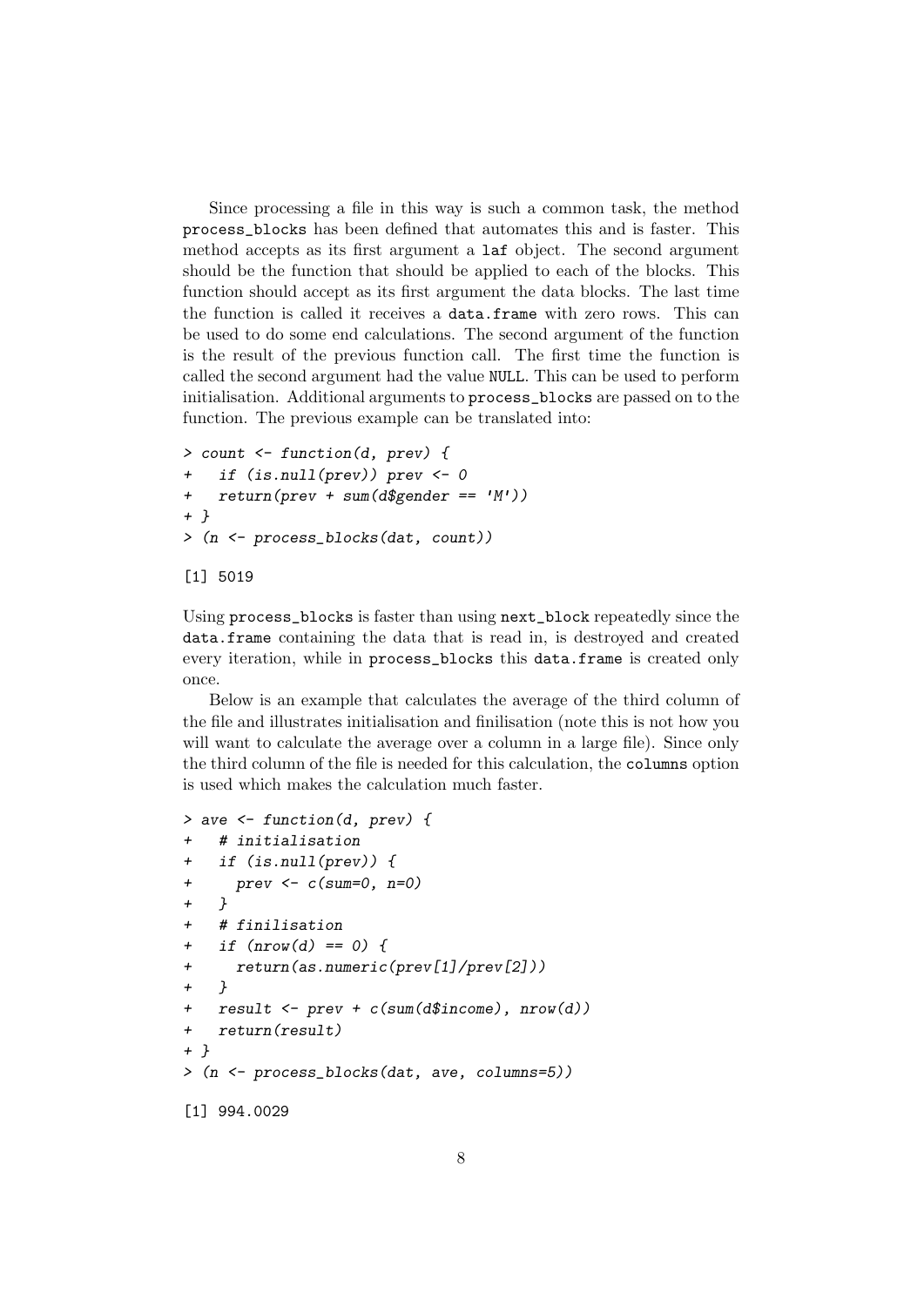Since processing a file in this way is such a common task, the method `process_blocks` has been defined that automates this and is faster. This method accepts as its first argument a `laf` object. The second argument should be the function that should be applied to each of the blocks. This function should accept as its first argument the data blocks. The last time the function is called it receives a `data.frame` with zero rows. This can be used to do some end calculations. The second argument of the function is the result of the previous function call. The first time the function is called the second argument had the value `NULL`. This can be used to perform initialisation. Additional arguments to `process_blocks` are passed on to the function. The previous example can be translated into:

```
> count <- function(d, prev) {
+   if (is.null(prev)) prev <- 0
+   return(prev + sum(d$gender == 'M'))
+ }
> (n <- process_blocks(dat, count))

[1] 5019
```

Using `process_blocks` is faster than using `next_block` repeatedly since the `data.frame` containing the data that is read in, is destroyed and created every iteration, while in `process_blocks` this `data.frame` is created only once.

Below is an example that calculates the average of the third column of the file and illustrates initialisation and finilisation (note this is not how you will want to calculate the average over a column in a large file). Since only the third column of the file is needed for this calculation, the `columns` option is used which makes the calculation much faster.

```
> ave <- function(d, prev) {
+   # initialisation
+   if (is.null(prev)) {
+     prev <- c(sum=0, n=0)
+   }
+   # finilisation
+   if (nrow(d) == 0) {
+     return(as.numeric(prev[1]/prev[2]))
+   }
+   result <- prev + c(sum(d$income), nrow(d))
+   return(result)
+ }
> (n <- process_blocks(dat, ave, columns=5))

[1] 994.0029
```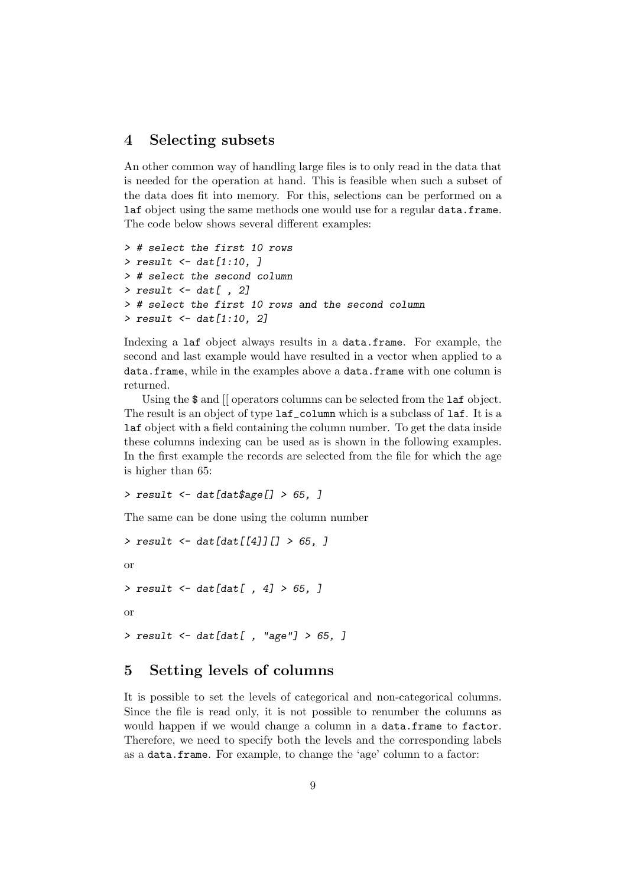## 4 Selecting subsets

An other common way of handling large files is to only read in the data that is needed for the operation at hand. This is feasible when such a subset of the data does fit into memory. For this, selections can be performed on a `laf` object using the same methods one would use for a regular `data.frame`. The code below shows several different examples:

```
> # select the first 10 rows
> result <- dat[1:10, ]
> # select the second column
> result <- dat[ , 2]
> # select the first 10 rows and the second column
> result <- dat[1:10, 2]
```

Indexing a `laf` object always results in a `data.frame`. For example, the second and last example would have resulted in a vector when applied to a `data.frame`, while in the examples above a `data.frame` with one column is returned.

Using the `$` and `[[` operators columns can be selected from the `laf` object. The result is an object of type `laf_column` which is a subclass of `laf`. It is a `laf` object with a field containing the column number. To get the data inside these columns indexing can be used as is shown in the following examples. In the first example the records are selected from the file for which the age is higher than 65:

```
> result <- dat[dat$age[] > 65, ]
```

The same can be done using the column number

```
> result <- dat[dat[[4]][] > 65, ]
```

or

```
> result <- dat[dat[ , 4] > 65, ]
```

or

```
> result <- dat[dat[ , "age"] > 65, ]
```

## 5 Setting levels of columns

It is possible to set the levels of categorical and non-categorical columns. Since the file is read only, it is not possible to renumber the columns as would happen if we would change a column in a `data.frame` to `factor`. Therefore, we need to specify both the levels and the corresponding labels as a `data.frame`. For example, to change the 'age' column to a factor: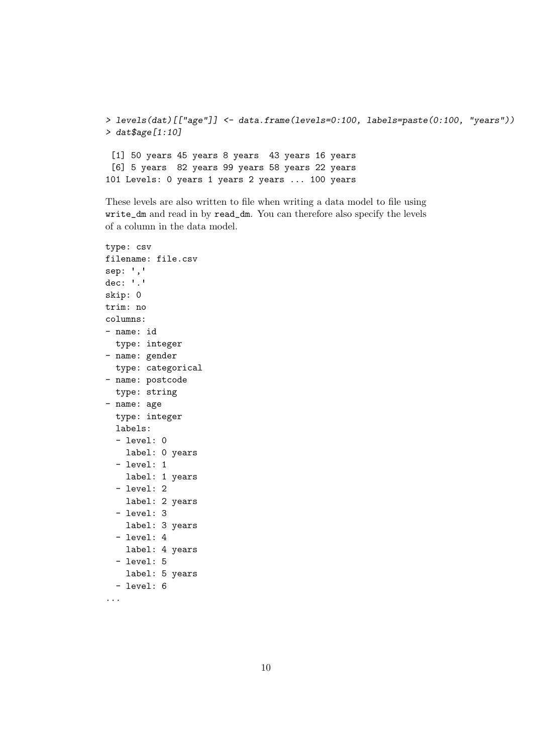```
> levels(dat)[["age"]] <- data.frame(levels=0:100, labels=paste(0:100, "years"))
> dat$age[1:10]

 [1] 50 years 45 years 8 years  43 years 16 years
 [6] 5 years  82 years 99 years 58 years 22 years
101 Levels: 0 years 1 years 2 years ... 100 years
```

These levels are also written to file when writing a data model to file using `write_dm` and read in by `read_dm`. You can therefore also specify the levels of a column in the data model.

```
type: csv
filename: file.csv
sep: ','
dec: '.'
skip: 0
trim: no
columns:
- name: id
  type: integer
- name: gender
  type: categorical
- name: postcode
  type: string
- name: age
  type: integer
  labels:
  - level: 0
    label: 0 years
  - level: 1
    label: 1 years
  - level: 2
    label: 2 years
  - level: 3
    label: 3 years
  - level: 4
    label: 4 years
  - level: 5
    label: 5 years
  - level: 6
...
```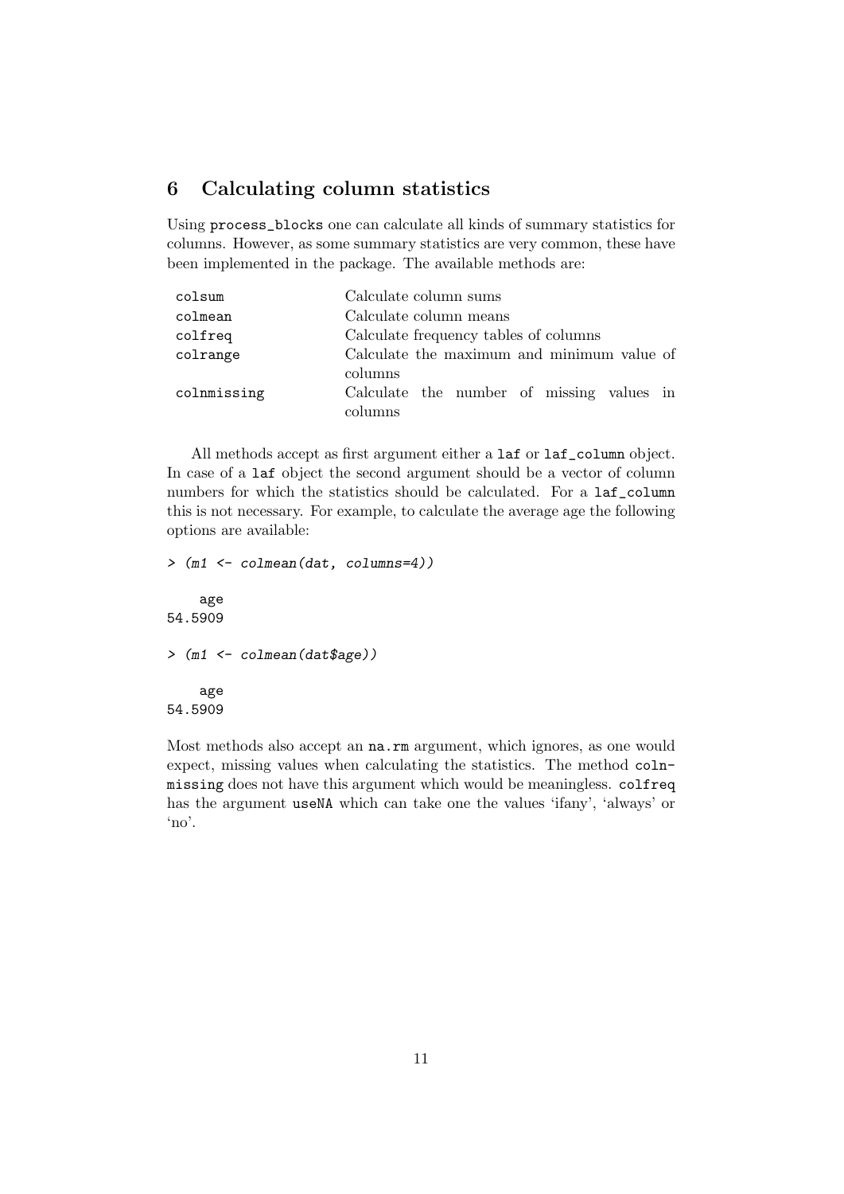## 6 Calculating column statistics

Using `process_blocks` one can calculate all kinds of summary statistics for columns. However, as some summary statistics are very common, these have been implemented in the package. The available methods are:

| | |
|---|---|
| `colsum` | Calculate column sums |
| `colmean` | Calculate column means |
| `colfreq` | Calculate frequency tables of columns |
| `colrange` | Calculate the maximum and minimum value of columns |
| `colnmissing` | Calculate the number of missing values in columns |

All methods accept as first argument either a `laf` or `laf_column` object. In case of a `laf` object the second argument should be a vector of column numbers for which the statistics should be calculated. For a `laf_column` this is not necessary. For example, to calculate the average age the following options are available:

```
> (m1 <- colmean(dat, columns=4))

    age
54.5909

> (m1 <- colmean(dat$age))

    age
54.5909
```

Most methods also accept an `na.rm` argument, which ignores, as one would expect, missing values when calculating the statistics. The method `colnmissing` does not have this argument which would be meaningless. `colfreq` has the argument `useNA` which can take one the values 'ifany', 'always' or 'no'.